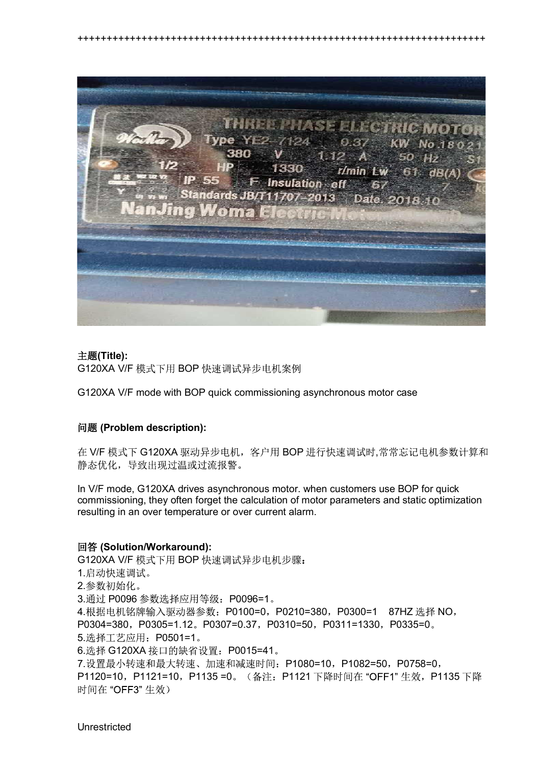++++++++++++++++++++++++++++++++++++++++++++++++++++++++++++++++++++++++

**主题(Title):**

G120XA V/F 模式下用 BOP 快速调试异步电机案例

G120XA V/F mode with BOP quick commissioning asynchronous motor case

**问题 (Problem description):**

在 V/F 模式下 G120XA 驱动异步电机，客户用 BOP 进行快速调试时,常常忘记电机参数计算和静态优化，导致出现过温或过流报警。

In V/F mode, G120XA drives asynchronous motor. when customers use BOP for quick commissioning, they often forget the calculation of motor parameters and static optimization resulting in an over temperature or over current alarm.

**回答 (Solution/Workaround):**

G120XA V/F 模式下用 BOP 快速调试异步电机步骤：

1.启动快速调试。

2.参数初始化。

3.通过 P0096 参数选择应用等级：P0096=1。

4.根据电机铭牌输入驱动器参数：P0100=0，P0210=380，P0300=1　87HZ 选择 NO，P0304=380，P0305=1.12。P0307=0.37，P0310=50，P0311=1330，P0335=0。

5.选择工艺应用：P0501=1。

6.选择 G120XA 接口的缺省设置：P0015=41。

7.设置最小转速和最大转速、加速和减速时间：P1080=10，P1082=50，P0758=0，P1120=10，P1121=10，P1135 =0。（备注：P1121 下降时间在 “OFF1” 生效，P1135 下降时间在 “OFF3” 生效）

Unrestricted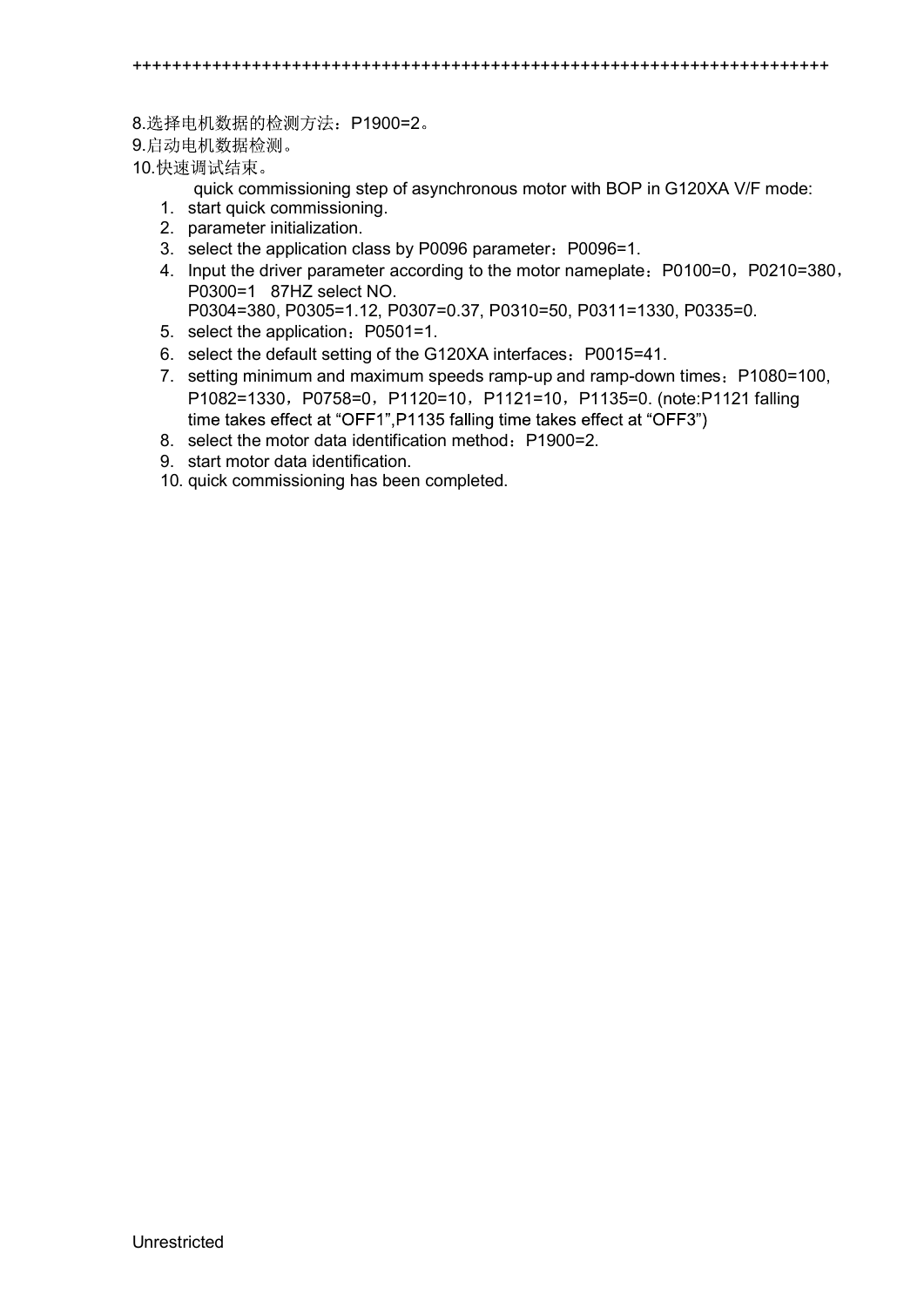++++++++++++++++++++++++++++++++++++++++++++++++++++++++++++++++++++++++

8.选择电机数据的检测方法：P1900=2。
9.启动电机数据检测。
10.快速调试结束。

quick commissioning step of asynchronous motor with BOP in G120XA V/F mode:

1. start quick commissioning.
2. parameter initialization.
3. select the application class by P0096 parameter：P0096=1.
4. Input the driver parameter according to the motor nameplate：P0100=0，P0210=380，P0300=1  87HZ select NO.
   P0304=380, P0305=1.12, P0307=0.37, P0310=50, P0311=1330, P0335=0.
5. select the application：P0501=1.
6. select the default setting of the G120XA interfaces：P0015=41.
7. setting minimum and maximum speeds ramp-up and ramp-down times：P1080=100, P1082=1330，P0758=0，P1120=10，P1121=10，P1135=0. (note:P1121 falling time takes effect at “OFF1”,P1135 falling time takes effect at “OFF3”)
8. select the motor data identification method：P1900=2.
9. start motor data identification.
10. quick commissioning has been completed.

Unrestricted